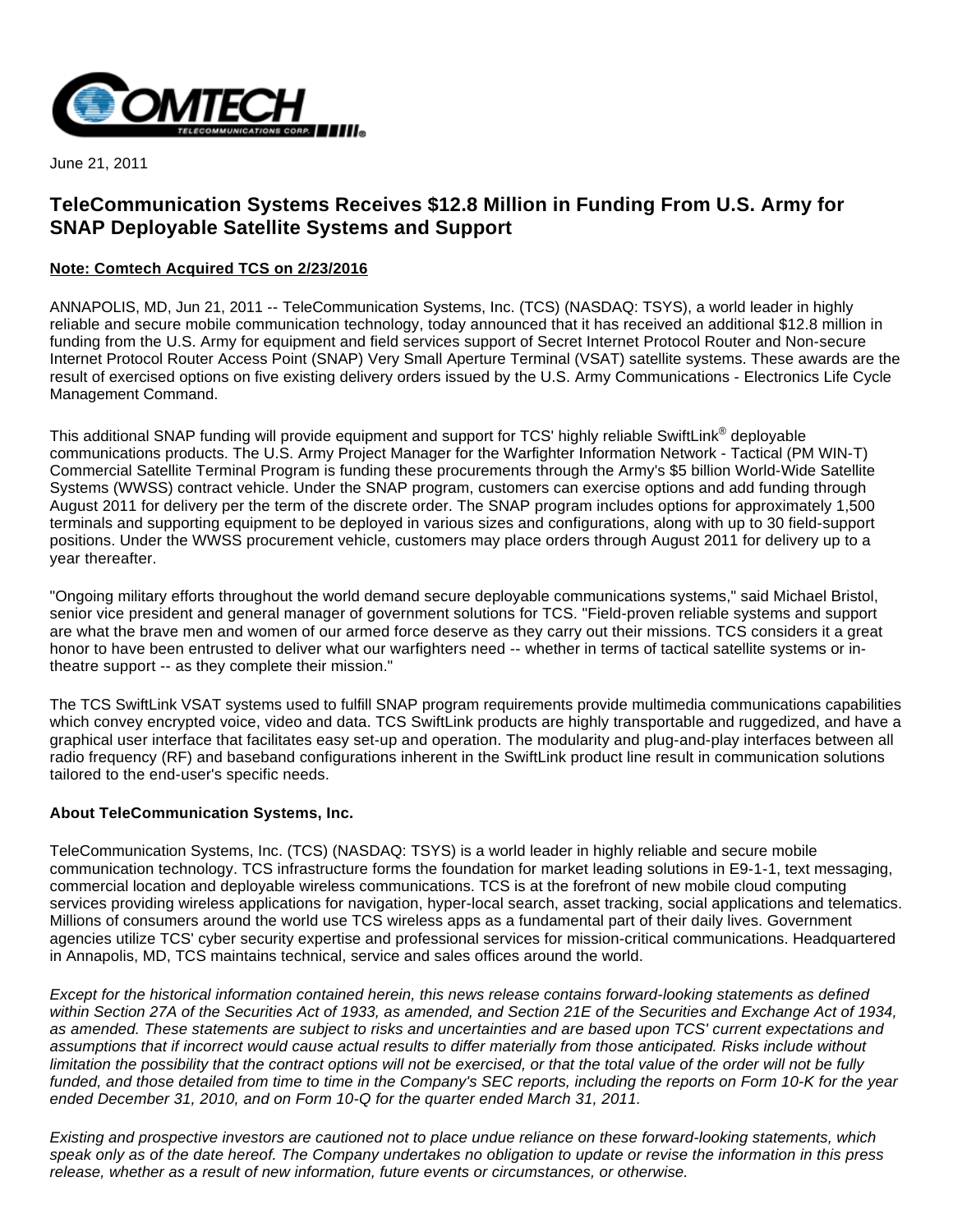June 21, 2011

# TeleCommunication Systems Receives $12.8 Million in Funding From U.S. Army for SNAP Deployable Satellite Systems and Support

**Note: Comtech Acquired TCS on 2/23/2016**

ANNAPOLIS, MD, Jun 21, 2011 -- TeleCommunication Systems, Inc. (TCS) (NASDAQ: TSYS), a world leader in highly reliable and secure mobile communication technology, today announced that it has received an additional $12.8 million in funding from the U.S. Army for equipment and field services support of Secret Internet Protocol Router and Non-secure Internet Protocol Router Access Point (SNAP) Very Small Aperture Terminal (VSAT) satellite systems. These awards are the result of exercised options on five existing delivery orders issued by the U.S. Army Communications - Electronics Life Cycle Management Command.

This additional SNAP funding will provide equipment and support for TCS' highly reliable SwiftLink® deployable communications products. The U.S. Army Project Manager for the Warfighter Information Network - Tactical (PM WIN-T) Commercial Satellite Terminal Program is funding these procurements through the Army's $5 billion World-Wide Satellite Systems (WWSS) contract vehicle. Under the SNAP program, customers can exercise options and add funding through August 2011 for delivery per the term of the discrete order. The SNAP program includes options for approximately 1,500 terminals and supporting equipment to be deployed in various sizes and configurations, along with up to 30 field-support positions. Under the WWSS procurement vehicle, customers may place orders through August 2011 for delivery up to a year thereafter.

"Ongoing military efforts throughout the world demand secure deployable communications systems," said Michael Bristol, senior vice president and general manager of government solutions for TCS. "Field-proven reliable systems and support are what the brave men and women of our armed force deserve as they carry out their missions. TCS considers it a great honor to have been entrusted to deliver what our warfighters need -- whether in terms of tactical satellite systems or in-theatre support -- as they complete their mission."

The TCS SwiftLink VSAT systems used to fulfill SNAP program requirements provide multimedia communications capabilities which convey encrypted voice, video and data. TCS SwiftLink products are highly transportable and ruggedized, and have a graphical user interface that facilitates easy set-up and operation. The modularity and plug-and-play interfaces between all radio frequency (RF) and baseband configurations inherent in the SwiftLink product line result in communication solutions tailored to the end-user's specific needs.

**About TeleCommunication Systems, Inc.**

TeleCommunication Systems, Inc. (TCS) (NASDAQ: TSYS) is a world leader in highly reliable and secure mobile communication technology. TCS infrastructure forms the foundation for market leading solutions in E9-1-1, text messaging, commercial location and deployable wireless communications. TCS is at the forefront of new mobile cloud computing services providing wireless applications for navigation, hyper-local search, asset tracking, social applications and telematics. Millions of consumers around the world use TCS wireless apps as a fundamental part of their daily lives. Government agencies utilize TCS' cyber security expertise and professional services for mission-critical communications. Headquartered in Annapolis, MD, TCS maintains technical, service and sales offices around the world.

*Except for the historical information contained herein, this news release contains forward-looking statements as defined within Section 27A of the Securities Act of 1933, as amended, and Section 21E of the Securities and Exchange Act of 1934, as amended. These statements are subject to risks and uncertainties and are based upon TCS' current expectations and assumptions that if incorrect would cause actual results to differ materially from those anticipated. Risks include without limitation the possibility that the contract options will not be exercised, or that the total value of the order will not be fully funded, and those detailed from time to time in the Company's SEC reports, including the reports on Form 10-K for the year ended December 31, 2010, and on Form 10-Q for the quarter ended March 31, 2011.*

*Existing and prospective investors are cautioned not to place undue reliance on these forward-looking statements, which speak only as of the date hereof. The Company undertakes no obligation to update or revise the information in this press release, whether as a result of new information, future events or circumstances, or otherwise.*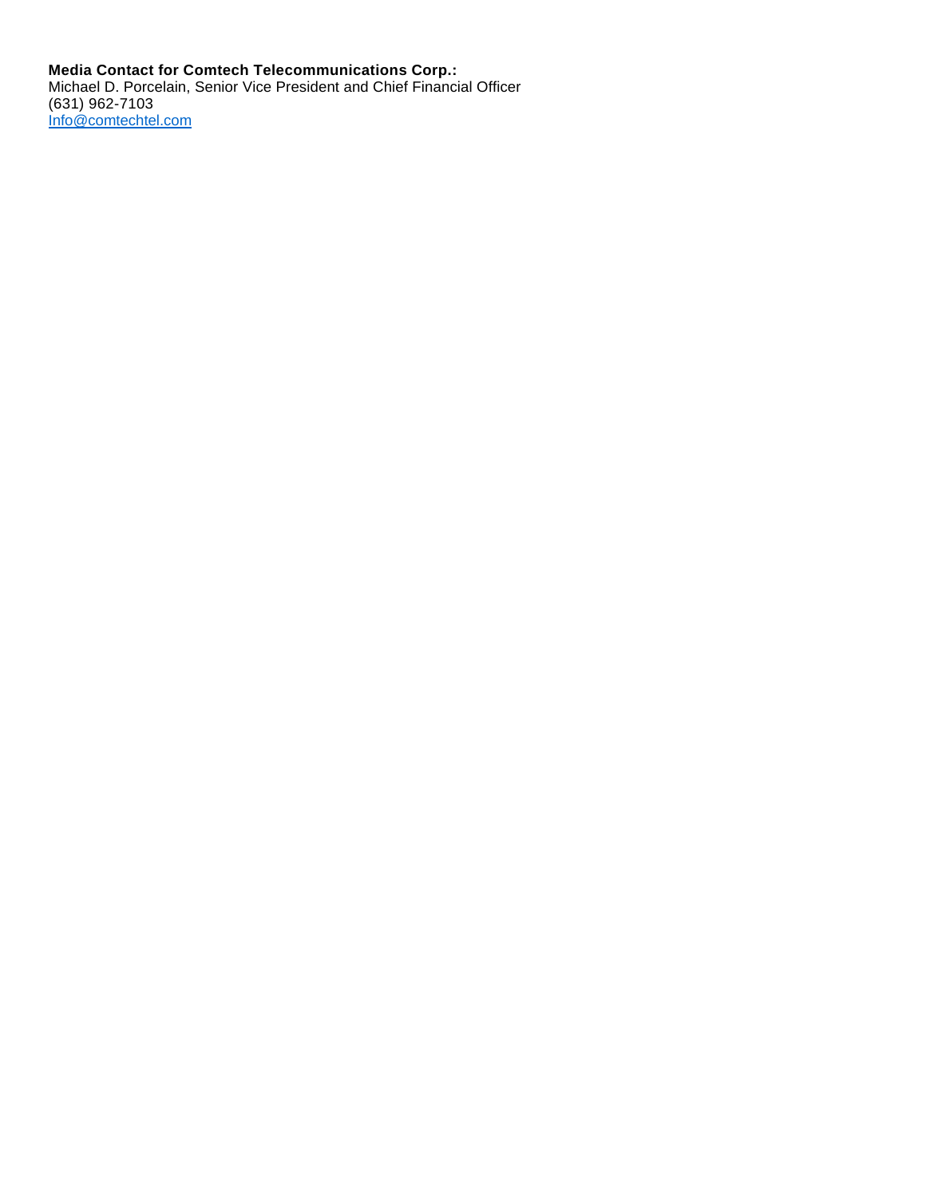**Media Contact for Comtech Telecommunications Corp.:**
Michael D. Porcelain, Senior Vice President and Chief Financial Officer
(631) 962-7103
Info@comtechtel.com